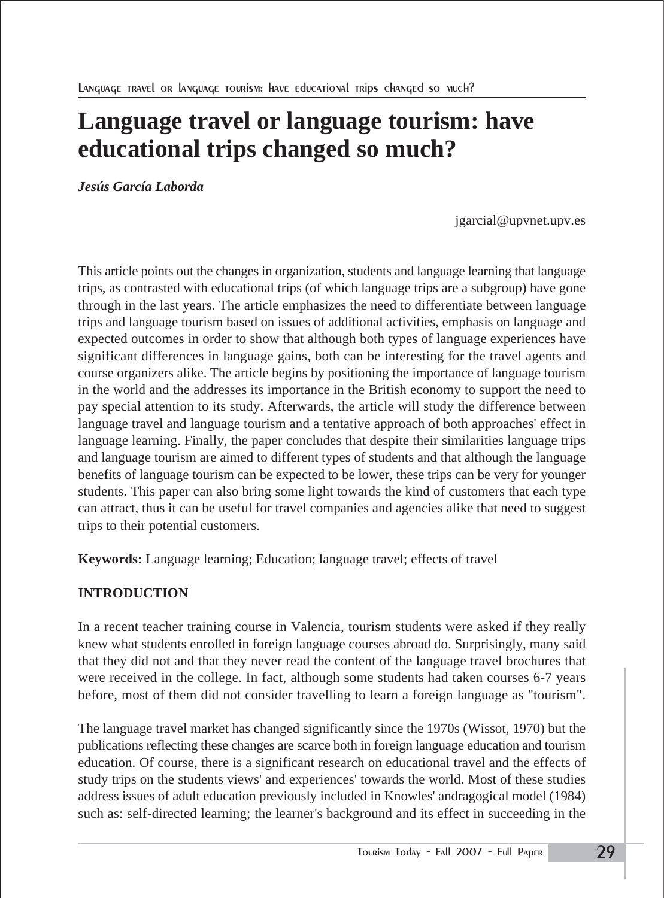# Language travel or language tourism: have educational trips changed so much?

***Jesús García Laborda***

jgarcial@upvnet.upv.es

This article points out the changes in organization, students and language learning that language trips, as contrasted with educational trips (of which language trips are a subgroup) have gone through in the last years. The article emphasizes the need to differentiate between language trips and language tourism based on issues of additional activities, emphasis on language and expected outcomes in order to show that although both types of language experiences have significant differences in language gains, both can be interesting for the travel agents and course organizers alike. The article begins by positioning the importance of language tourism in the world and the addresses its importance in the British economy to support the need to pay special attention to its study. Afterwards, the article will study the difference between language travel and language tourism and a tentative approach of both approaches' effect in language learning. Finally, the paper concludes that despite their similarities language trips and language tourism are aimed to different types of students and that although the language benefits of language tourism can be expected to be lower, these trips can be very for younger students. This paper can also bring some light towards the kind of customers that each type can attract, thus it can be useful for travel companies and agencies alike that need to suggest trips to their potential customers.

**Keywords:** Language learning; Education; language travel; effects of travel

## INTRODUCTION

In a recent teacher training course in Valencia, tourism students were asked if they really knew what students enrolled in foreign language courses abroad do. Surprisingly, many said that they did not and that they never read the content of the language travel brochures that were received in the college. In fact, although some students had taken courses 6-7 years before, most of them did not consider travelling to learn a foreign language as "tourism".

The language travel market has changed significantly since the 1970s (Wissot, 1970) but the publications reflecting these changes are scarce both in foreign language education and tourism education. Of course, there is a significant research on educational travel and the effects of study trips on the students views' and experiences' towards the world. Most of these studies address issues of adult education previously included in Knowles' andragogical model (1984) such as: self-directed learning; the learner's background and its effect in succeeding in the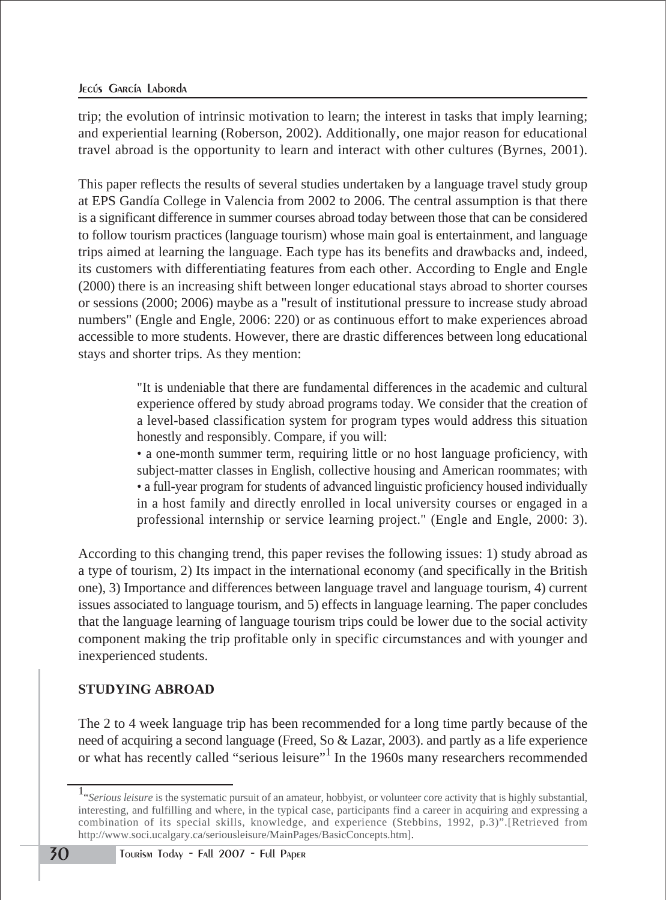trip; the evolution of intrinsic motivation to learn; the interest in tasks that imply learning; and experiential learning (Roberson, 2002). Additionally, one major reason for educational travel abroad is the opportunity to learn and interact with other cultures (Byrnes, 2001).

This paper reflects the results of several studies undertaken by a language travel study group at EPS Gandía College in Valencia from 2002 to 2006. The central assumption is that there is a significant difference in summer courses abroad today between those that can be considered to follow tourism practices (language tourism) whose main goal is entertainment, and language trips aimed at learning the language. Each type has its benefits and drawbacks and, indeed, its customers with differentiating features from each other. According to Engle and Engle (2000) there is an increasing shift between longer educational stays abroad to shorter courses or sessions (2000; 2006) maybe as a "result of institutional pressure to increase study abroad numbers" (Engle and Engle, 2006: 220) or as continuous effort to make experiences abroad accessible to more students. However, there are drastic differences between long educational stays and shorter trips. As they mention:

> "It is undeniable that there are fundamental differences in the academic and cultural experience offered by study abroad programs today. We consider that the creation of a level-based classification system for program types would address this situation honestly and responsibly. Compare, if you will:
>
> • a one-month summer term, requiring little or no host language proficiency, with subject-matter classes in English, collective housing and American roommates; with
>
> • a full-year program for students of advanced linguistic proficiency housed individually in a host family and directly enrolled in local university courses or engaged in a professional internship or service learning project." (Engle and Engle, 2000: 3).

According to this changing trend, this paper revises the following issues: 1) study abroad as a type of tourism, 2) Its impact in the international economy (and specifically in the British one), 3) Importance and differences between language travel and language tourism, 4) current issues associated to language tourism, and 5) effects in language learning. The paper concludes that the language learning of language tourism trips could be lower due to the social activity component making the trip profitable only in specific circumstances and with younger and inexperienced students.

## STUDYING ABROAD

The 2 to 4 week language trip has been recommended for a long time partly because of the need of acquiring a second language (Freed, So & Lazar, 2003). and partly as a life experience or what has recently called "serious leisure"[1] In the 1960s many researchers recommended

[1] "*Serious leisure* is the systematic pursuit of an amateur, hobbyist, or volunteer core activity that is highly substantial, interesting, and fulfilling and where, in the typical case, participants find a career in acquiring and expressing a combination of its special skills, knowledge, and experience (Stebbins, 1992, p.3)".[Retrieved from http://www.soci.ucalgary.ca/seriousleisure/MainPages/BasicConcepts.htm].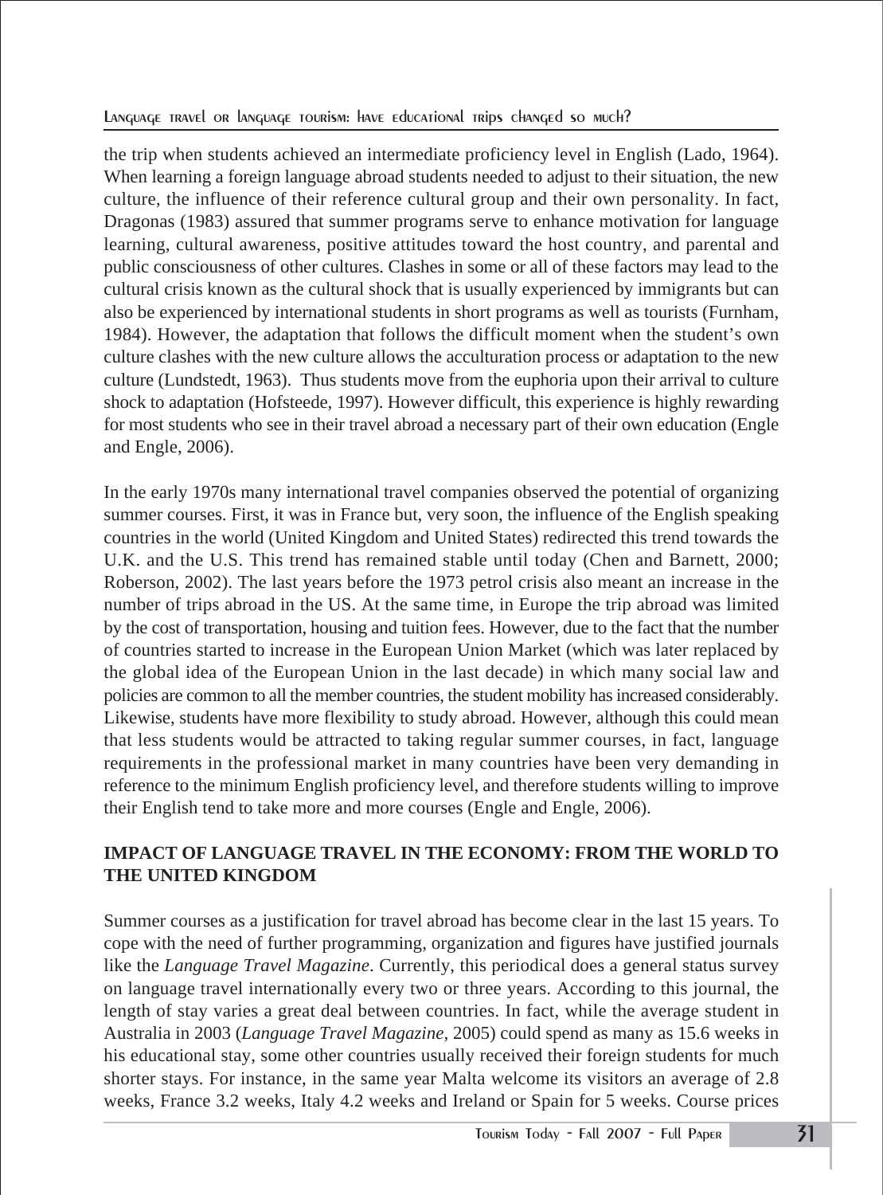the trip when students achieved an intermediate proficiency level in English (Lado, 1964). When learning a foreign language abroad students needed to adjust to their situation, the new culture, the influence of their reference cultural group and their own personality. In fact, Dragonas (1983) assured that summer programs serve to enhance motivation for language learning, cultural awareness, positive attitudes toward the host country, and parental and public consciousness of other cultures. Clashes in some or all of these factors may lead to the cultural crisis known as the cultural shock that is usually experienced by immigrants but can also be experienced by international students in short programs as well as tourists (Furnham, 1984). However, the adaptation that follows the difficult moment when the student's own culture clashes with the new culture allows the acculturation process or adaptation to the new culture (Lundstedt, 1963). Thus students move from the euphoria upon their arrival to culture shock to adaptation (Hofsteede, 1997). However difficult, this experience is highly rewarding for most students who see in their travel abroad a necessary part of their own education (Engle and Engle, 2006).

In the early 1970s many international travel companies observed the potential of organizing summer courses. First, it was in France but, very soon, the influence of the English speaking countries in the world (United Kingdom and United States) redirected this trend towards the U.K. and the U.S. This trend has remained stable until today (Chen and Barnett, 2000; Roberson, 2002). The last years before the 1973 petrol crisis also meant an increase in the number of trips abroad in the US. At the same time, in Europe the trip abroad was limited by the cost of transportation, housing and tuition fees. However, due to the fact that the number of countries started to increase in the European Union Market (which was later replaced by the global idea of the European Union in the last decade) in which many social law and policies are common to all the member countries, the student mobility has increased considerably. Likewise, students have more flexibility to study abroad. However, although this could mean that less students would be attracted to taking regular summer courses, in fact, language requirements in the professional market in many countries have been very demanding in reference to the minimum English proficiency level, and therefore students willing to improve their English tend to take more and more courses (Engle and Engle, 2006).

## IMPACT OF LANGUAGE TRAVEL IN THE ECONOMY: FROM THE WORLD TO THE UNITED KINGDOM

Summer courses as a justification for travel abroad has become clear in the last 15 years. To cope with the need of further programming, organization and figures have justified journals like the *Language Travel Magazine*. Currently, this periodical does a general status survey on language travel internationally every two or three years. According to this journal, the length of stay varies a great deal between countries. In fact, while the average student in Australia in 2003 (*Language Travel Magazine*, 2005) could spend as many as 15.6 weeks in his educational stay, some other countries usually received their foreign students for much shorter stays. For instance, in the same year Malta welcome its visitors an average of 2.8 weeks, France 3.2 weeks, Italy 4.2 weeks and Ireland or Spain for 5 weeks. Course prices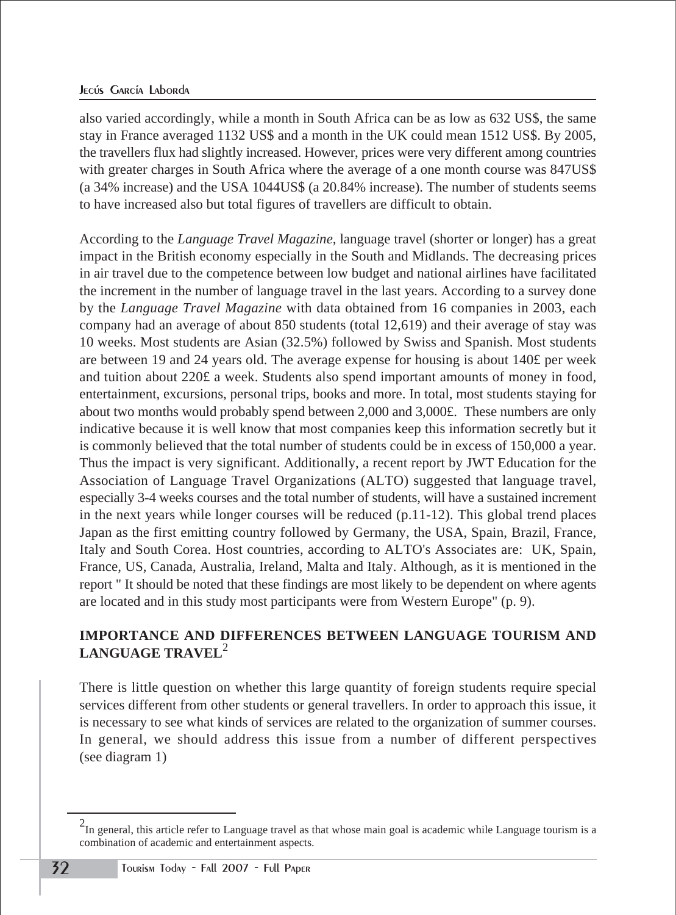also varied accordingly, while a month in South Africa can be as low as 632 US$, the same stay in France averaged 1132 US$ and a month in the UK could mean 1512 US$. By 2005, the travellers flux had slightly increased. However, prices were very different among countries with greater charges in South Africa where the average of a one month course was 847US$ (a 34% increase) and the USA 1044US$ (a 20.84% increase). The number of students seems to have increased also but total figures of travellers are difficult to obtain.

According to the *Language Travel Magazine,* language travel (shorter or longer) has a great impact in the British economy especially in the South and Midlands. The decreasing prices in air travel due to the competence between low budget and national airlines have facilitated the increment in the number of language travel in the last years. According to a survey done by the *Language Travel Magazine* with data obtained from 16 companies in 2003, each company had an average of about 850 students (total 12,619) and their average of stay was 10 weeks. Most students are Asian (32.5%) followed by Swiss and Spanish. Most students are between 19 and 24 years old. The average expense for housing is about 140£ per week and tuition about 220£ a week. Students also spend important amounts of money in food, entertainment, excursions, personal trips, books and more. In total, most students staying for about two months would probably spend between 2,000 and 3,000£. These numbers are only indicative because it is well know that most companies keep this information secretly but it is commonly believed that the total number of students could be in excess of 150,000 a year. Thus the impact is very significant. Additionally, a recent report by JWT Education for the Association of Language Travel Organizations (ALTO) suggested that language travel, especially 3-4 weeks courses and the total number of students, will have a sustained increment in the next years while longer courses will be reduced (p.11-12). This global trend places Japan as the first emitting country followed by Germany, the USA, Spain, Brazil, France, Italy and South Corea. Host countries, according to ALTO's Associates are: UK, Spain, France, US, Canada, Australia, Ireland, Malta and Italy. Although, as it is mentioned in the report " It should be noted that these findings are most likely to be dependent on where agents are located and in this study most participants were from Western Europe" (p. 9).

## IMPORTANCE AND DIFFERENCES BETWEEN LANGUAGE TOURISM AND LANGUAGE TRAVEL[2]

There is little question on whether this large quantity of foreign students require special services different from other students or general travellers. In order to approach this issue, it is necessary to see what kinds of services are related to the organization of summer courses. In general, we should address this issue from a number of different perspectives (see diagram 1)

---

[2] In general, this article refer to Language travel as that whose main goal is academic while Language tourism is a combination of academic and entertainment aspects.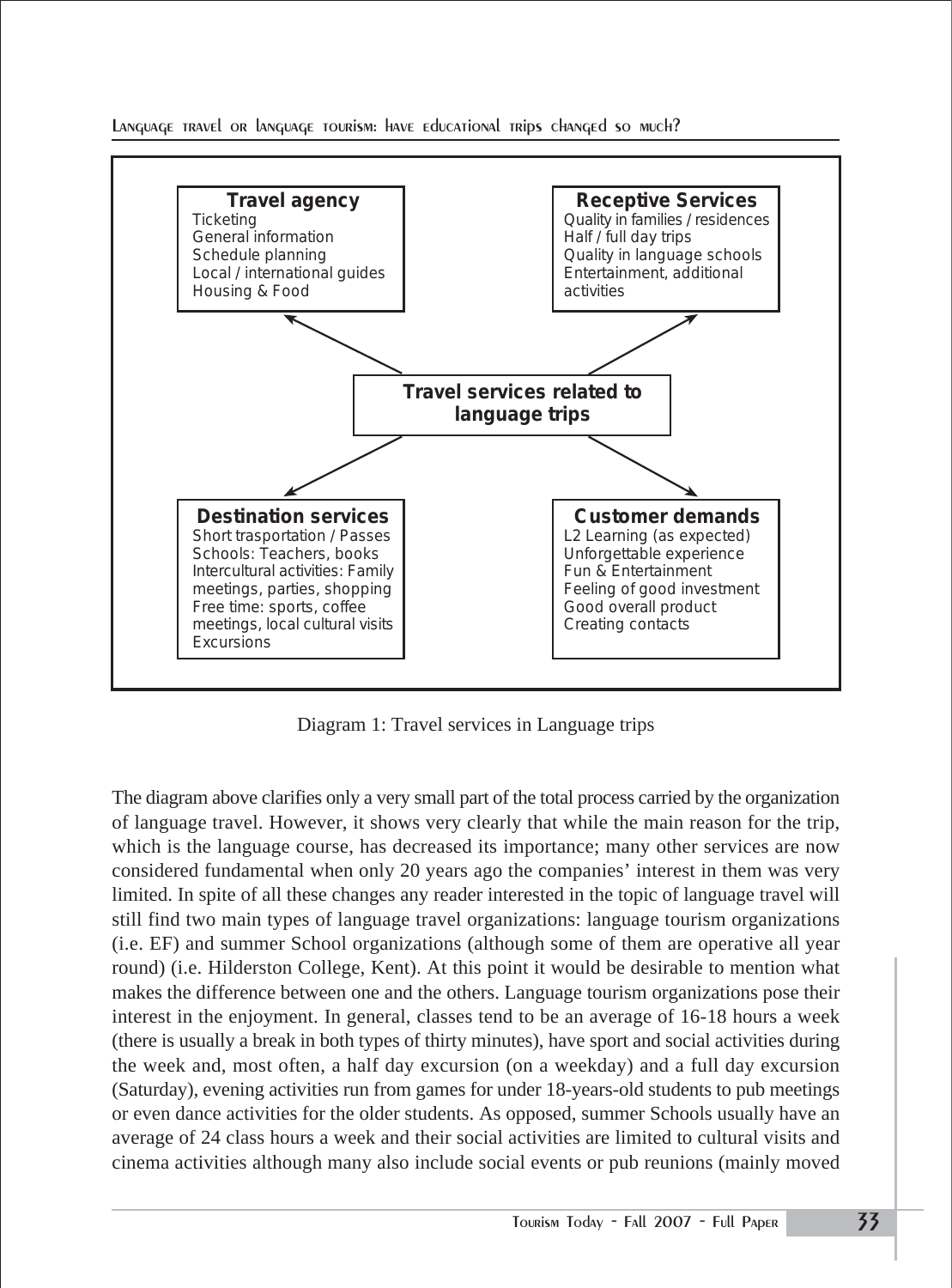**Travel agency**
Ticketing
General information
Schedule planning
Local / international guides
Housing & Food

**Receptive Services**
Quality in families / residences
Half / full day trips
Quality in language schools
Entertainment, additional activities

**Travel services related to language trips**

**Destination services**
Short trasportation / Passes
Schools: Teachers, books
Intercultural activities: Family meetings, parties, shopping
Free time: sports, coffee meetings, local cultural visits
Excursions

**Customer demands**
L2 Learning (as expected)
Unforgettable experience
Fun & Entertainment
Feeling of good investment
Good overall product
Creating contacts

Diagram 1: Travel services in Language trips

The diagram above clarifies only a very small part of the total process carried by the organization of language travel. However, it shows very clearly that while the main reason for the trip, which is the language course, has decreased its importance; many other services are now considered fundamental when only 20 years ago the companies' interest in them was very limited. In spite of all these changes any reader interested in the topic of language travel will still find two main types of language travel organizations: language tourism organizations (i.e. EF) and summer School organizations (although some of them are operative all year round) (i.e. Hilderston College, Kent). At this point it would be desirable to mention what makes the difference between one and the others. Language tourism organizations pose their interest in the enjoyment. In general, classes tend to be an average of 16-18 hours a week (there is usually a break in both types of thirty minutes), have sport and social activities during the week and, most often, a half day excursion (on a weekday) and a full day excursion (Saturday), evening activities run from games for under 18-years-old students to pub meetings or even dance activities for the older students. As opposed, summer Schools usually have an average of 24 class hours a week and their social activities are limited to cultural visits and cinema activities although many also include social events or pub reunions (mainly moved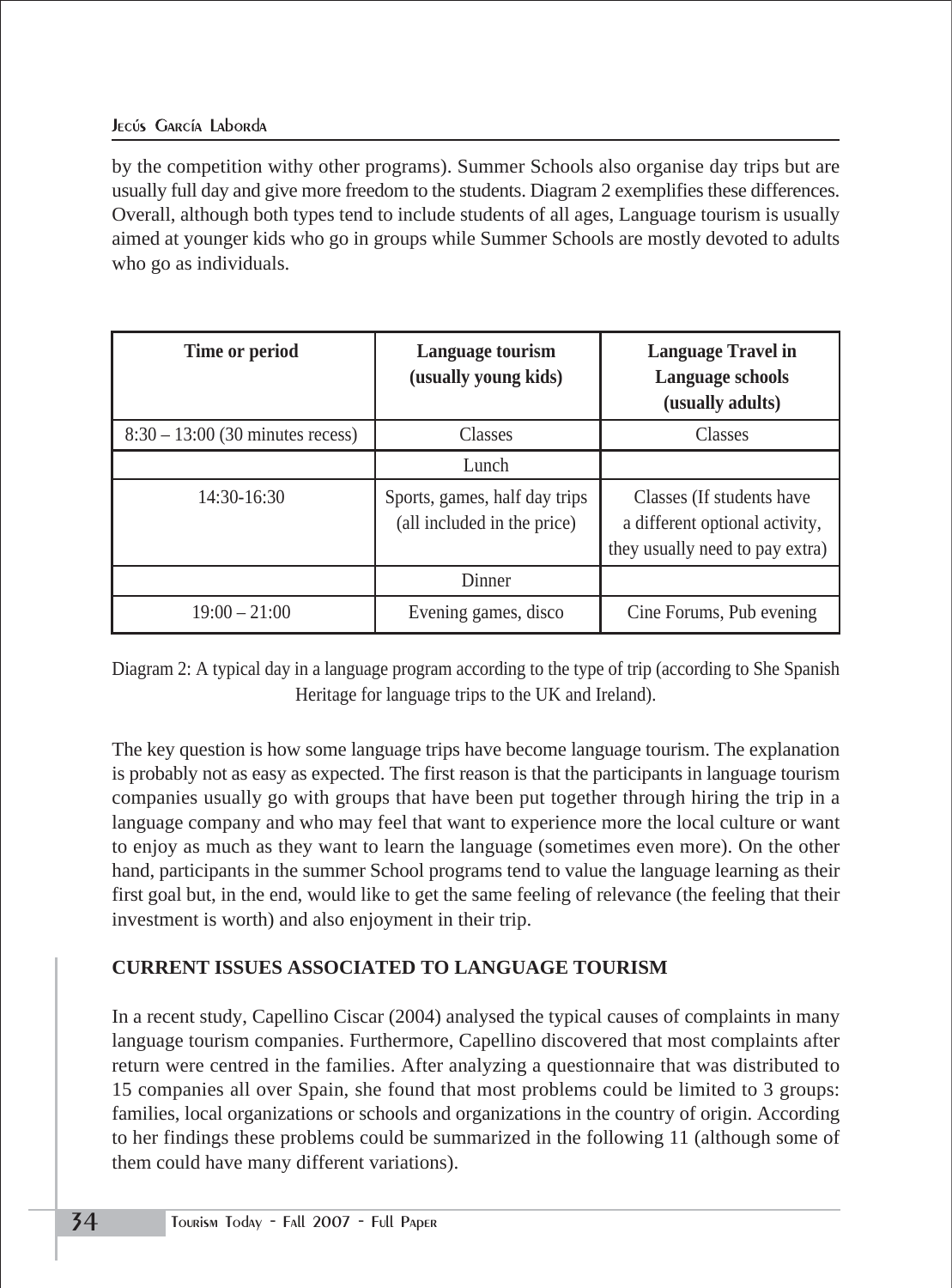by the competition withy other programs). Summer Schools also organise day trips but are usually full day and give more freedom to the students. Diagram 2 exemplifies these differences. Overall, although both types tend to include students of all ages, Language tourism is usually aimed at younger kids who go in groups while Summer Schools are mostly devoted to adults who go as individuals.

| Time or period | Language tourism (usually young kids) | Language Travel in Language schools (usually adults) |
| --- | --- | --- |
| 8:30 – 13:00 (30 minutes recess) | Classes | Classes |
| | Lunch | |
| 14:30-16:30 | Sports, games, half day trips (all included in the price) | Classes (If students have a different optional activity, they usually need to pay extra) |
| | Dinner | |
| 19:00 – 21:00 | Evening games, disco | Cine Forums, Pub evening |

Diagram 2: A typical day in a language program according to the type of trip (according to She Spanish Heritage for language trips to the UK and Ireland).

The key question is how some language trips have become language tourism. The explanation is probably not as easy as expected. The first reason is that the participants in language tourism companies usually go with groups that have been put together through hiring the trip in a language company and who may feel that want to experience more the local culture or want to enjoy as much as they want to learn the language (sometimes even more). On the other hand, participants in the summer School programs tend to value the language learning as their first goal but, in the end, would like to get the same feeling of relevance (the feeling that their investment is worth) and also enjoyment in their trip.

## CURRENT ISSUES ASSOCIATED TO LANGUAGE TOURISM

In a recent study, Capellino Ciscar (2004) analysed the typical causes of complaints in many language tourism companies. Furthermore, Capellino discovered that most complaints after return were centred in the families. After analyzing a questionnaire that was distributed to 15 companies all over Spain, she found that most problems could be limited to 3 groups: families, local organizations or schools and organizations in the country of origin. According to her findings these problems could be summarized in the following 11 (although some of them could have many different variations).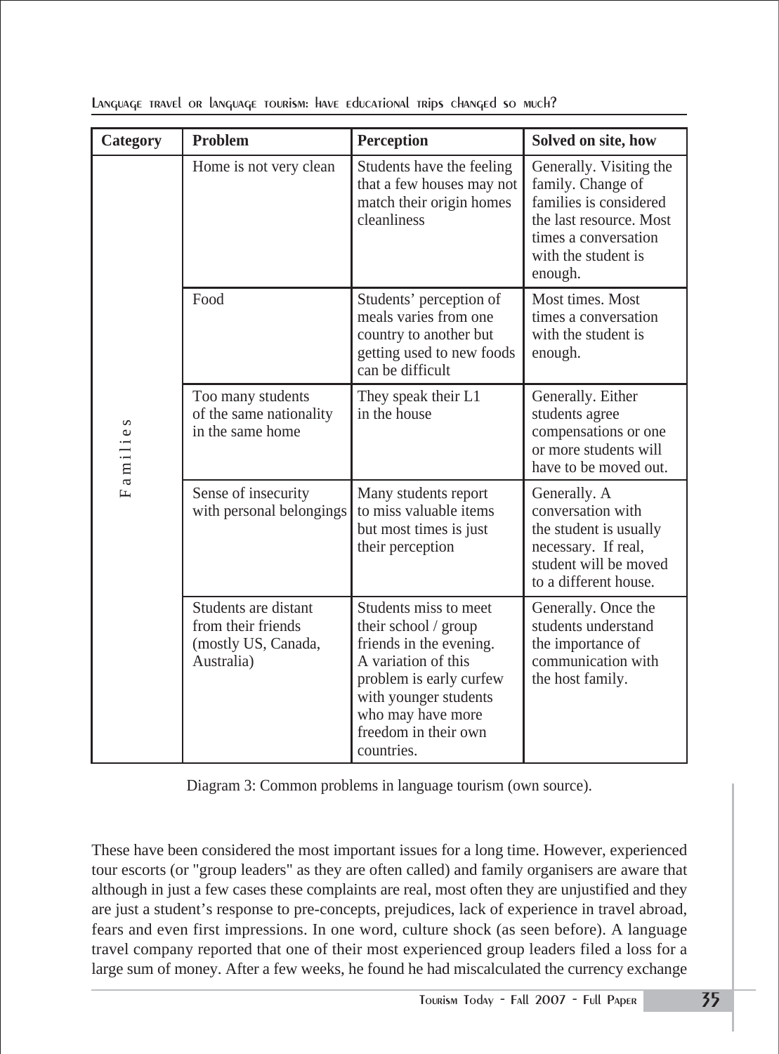| Category | Problem | Perception | Solved on site, how |
|---|---|---|---|
| Families | Home is not very clean | Students have the feeling that a few houses may not match their origin homes cleanliness | Generally. Visiting the family. Change of families is considered the last resource. Most times a conversation with the student is enough. |
| | Food | Students' perception of meals varies from one country to another but getting used to new foods can be difficult | Most times. Most times a conversation with the student is enough. |
| | Too many students of the same nationality in the same home | They speak their L1 in the house | Generally. Either students agree compensations or one or more students will have to be moved out. |
| | Sense of insecurity with personal belongings | Many students report to miss valuable items but most times is just their perception | Generally. A conversation with the student is usually necessary. If real, student will be moved to a different house. |
| | Students are distant from their friends (mostly US, Canada, Australia) | Students miss to meet their school / group friends in the evening. A variation of this problem is early curfew with younger students who may have more freedom in their own countries. | Generally. Once the students understand the importance of communication with the host family. |

Diagram 3: Common problems in language tourism (own source).

These have been considered the most important issues for a long time. However, experienced tour escorts (or "group leaders" as they are often called) and family organisers are aware that although in just a few cases these complaints are real, most often they are unjustified and they are just a student's response to pre-concepts, prejudices, lack of experience in travel abroad, fears and even first impressions. In one word, culture shock (as seen before). A language travel company reported that one of their most experienced group leaders filed a loss for a large sum of money. After a few weeks, he found he had miscalculated the currency exchange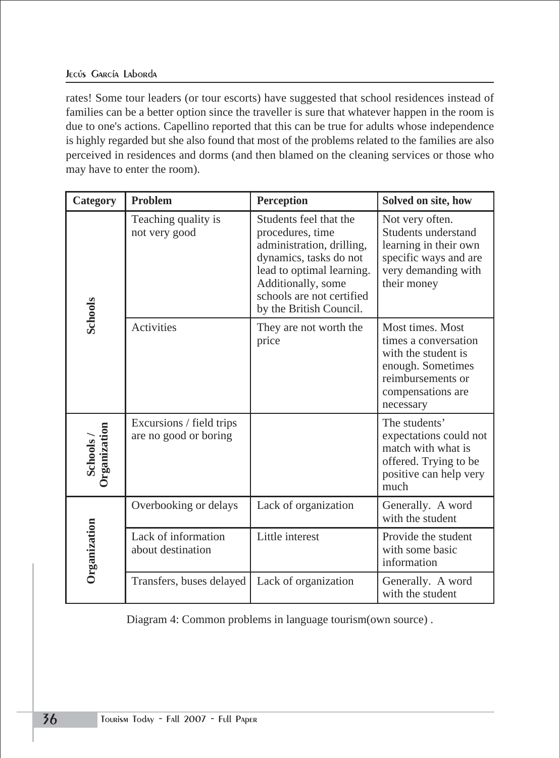rates! Some tour leaders (or tour escorts) have suggested that school residences instead of families can be a better option since the traveller is sure that whatever happen in the room is due to one's actions. Capellino reported that this can be true for adults whose independence is highly regarded but she also found that most of the problems related to the families are also perceived in residences and dorms (and then blamed on the cleaning services or those who may have to enter the room).

| Category | Problem | Perception | Solved on site, how |
|---|---|---|---|
| Schools | Teaching quality is not very good | Students feel that the procedures, time administration, drilling, dynamics, tasks do not lead to optimal learning. Additionally, some schools are not certified by the British Council. | Not very often. Students understand learning in their own specific ways and are very demanding with their money |
| | Activities | They are not worth the price | Most times. Most times a conversation with the student is enough. Sometimes reimbursements or compensations are necessary |
| Schools / Organization | Excursions / field trips are no good or boring | | The students' expectations could not match with what is offered. Trying to be positive can help very much |
| Organization | Overbooking or delays | Lack of organization | Generally. A word with the student |
| | Lack of information about destination | Little interest | Provide the student with some basic information |
| | Transfers, buses delayed | Lack of organization | Generally. A word with the student |

Diagram 4: Common problems in language tourism(own source) .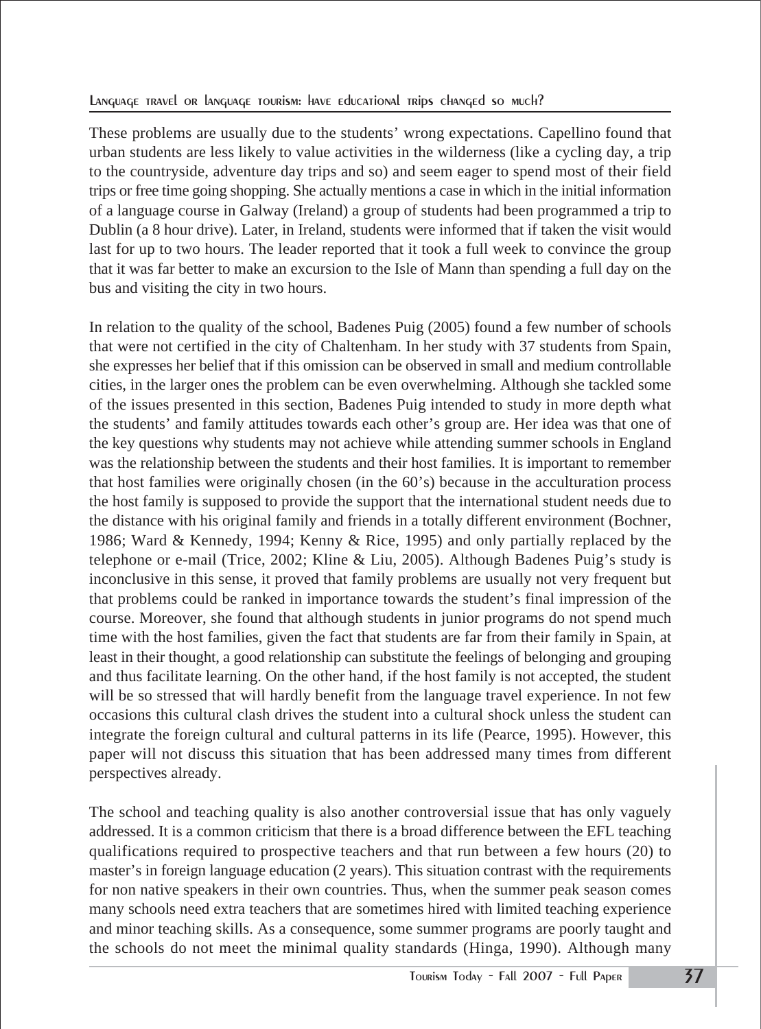These problems are usually due to the students' wrong expectations. Capellino found that urban students are less likely to value activities in the wilderness (like a cycling day, a trip to the countryside, adventure day trips and so) and seem eager to spend most of their field trips or free time going shopping. She actually mentions a case in which in the initial information of a language course in Galway (Ireland) a group of students had been programmed a trip to Dublin (a 8 hour drive). Later, in Ireland, students were informed that if taken the visit would last for up to two hours. The leader reported that it took a full week to convince the group that it was far better to make an excursion to the Isle of Mann than spending a full day on the bus and visiting the city in two hours.

In relation to the quality of the school, Badenes Puig (2005) found a few number of schools that were not certified in the city of Chaltenham. In her study with 37 students from Spain, she expresses her belief that if this omission can be observed in small and medium controllable cities, in the larger ones the problem can be even overwhelming. Although she tackled some of the issues presented in this section, Badenes Puig intended to study in more depth what the students' and family attitudes towards each other's group are. Her idea was that one of the key questions why students may not achieve while attending summer schools in England was the relationship between the students and their host families. It is important to remember that host families were originally chosen (in the 60's) because in the acculturation process the host family is supposed to provide the support that the international student needs due to the distance with his original family and friends in a totally different environment (Bochner, 1986; Ward & Kennedy, 1994; Kenny & Rice, 1995) and only partially replaced by the telephone or e-mail (Trice, 2002; Kline & Liu, 2005). Although Badenes Puig's study is inconclusive in this sense, it proved that family problems are usually not very frequent but that problems could be ranked in importance towards the student's final impression of the course. Moreover, she found that although students in junior programs do not spend much time with the host families, given the fact that students are far from their family in Spain, at least in their thought, a good relationship can substitute the feelings of belonging and grouping and thus facilitate learning. On the other hand, if the host family is not accepted, the student will be so stressed that will hardly benefit from the language travel experience. In not few occasions this cultural clash drives the student into a cultural shock unless the student can integrate the foreign cultural and cultural patterns in its life (Pearce, 1995). However, this paper will not discuss this situation that has been addressed many times from different perspectives already.

The school and teaching quality is also another controversial issue that has only vaguely addressed. It is a common criticism that there is a broad difference between the EFL teaching qualifications required to prospective teachers and that run between a few hours (20) to master's in foreign language education (2 years). This situation contrast with the requirements for non native speakers in their own countries. Thus, when the summer peak season comes many schools need extra teachers that are sometimes hired with limited teaching experience and minor teaching skills. As a consequence, some summer programs are poorly taught and the schools do not meet the minimal quality standards (Hinga, 1990). Although many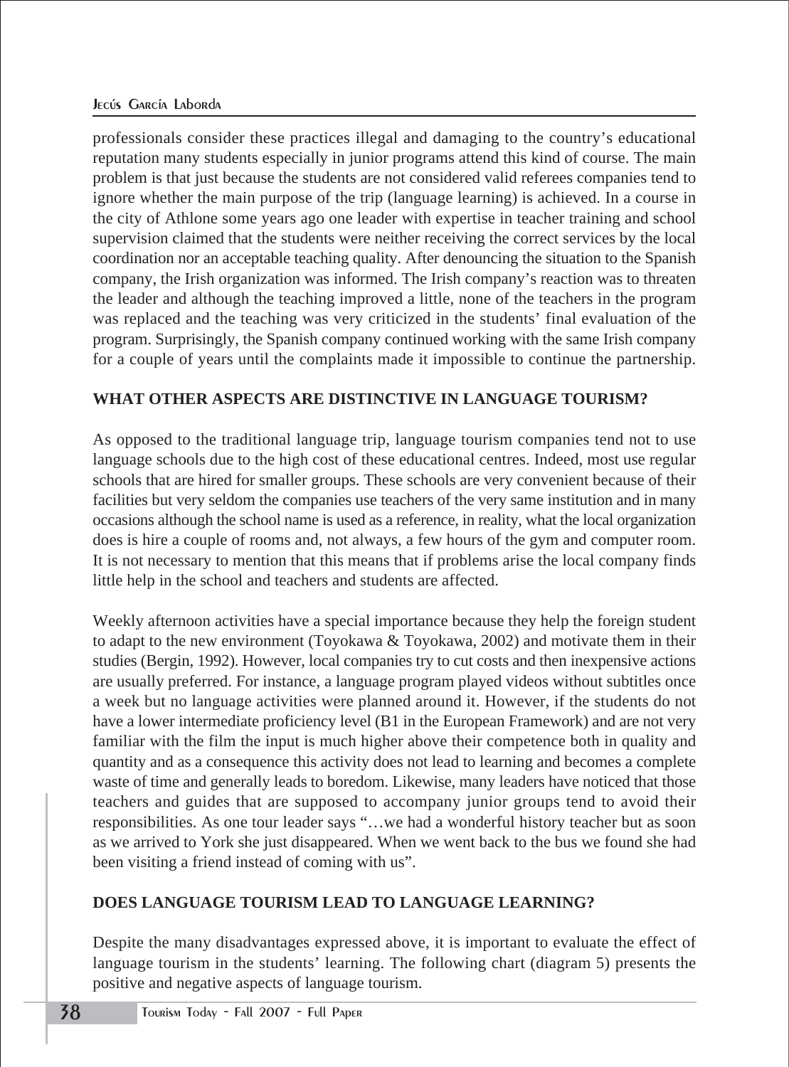professionals consider these practices illegal and damaging to the country's educational reputation many students especially in junior programs attend this kind of course. The main problem is that just because the students are not considered valid referees companies tend to ignore whether the main purpose of the trip (language learning) is achieved. In a course in the city of Athlone some years ago one leader with expertise in teacher training and school supervision claimed that the students were neither receiving the correct services by the local coordination nor an acceptable teaching quality. After denouncing the situation to the Spanish company, the Irish organization was informed. The Irish company's reaction was to threaten the leader and although the teaching improved a little, none of the teachers in the program was replaced and the teaching was very criticized in the students' final evaluation of the program. Surprisingly, the Spanish company continued working with the same Irish company for a couple of years until the complaints made it impossible to continue the partnership.

## WHAT OTHER ASPECTS ARE DISTINCTIVE IN LANGUAGE TOURISM?

As opposed to the traditional language trip, language tourism companies tend not to use language schools due to the high cost of these educational centres. Indeed, most use regular schools that are hired for smaller groups. These schools are very convenient because of their facilities but very seldom the companies use teachers of the very same institution and in many occasions although the school name is used as a reference, in reality, what the local organization does is hire a couple of rooms and, not always, a few hours of the gym and computer room. It is not necessary to mention that this means that if problems arise the local company finds little help in the school and teachers and students are affected.

Weekly afternoon activities have a special importance because they help the foreign student to adapt to the new environment (Toyokawa & Toyokawa, 2002) and motivate them in their studies (Bergin, 1992). However, local companies try to cut costs and then inexpensive actions are usually preferred. For instance, a language program played videos without subtitles once a week but no language activities were planned around it. However, if the students do not have a lower intermediate proficiency level (B1 in the European Framework) and are not very familiar with the film the input is much higher above their competence both in quality and quantity and as a consequence this activity does not lead to learning and becomes a complete waste of time and generally leads to boredom. Likewise, many leaders have noticed that those teachers and guides that are supposed to accompany junior groups tend to avoid their responsibilities. As one tour leader says "…we had a wonderful history teacher but as soon as we arrived to York she just disappeared. When we went back to the bus we found she had been visiting a friend instead of coming with us".

## DOES LANGUAGE TOURISM LEAD TO LANGUAGE LEARNING?

Despite the many disadvantages expressed above, it is important to evaluate the effect of language tourism in the students' learning. The following chart (diagram 5) presents the positive and negative aspects of language tourism.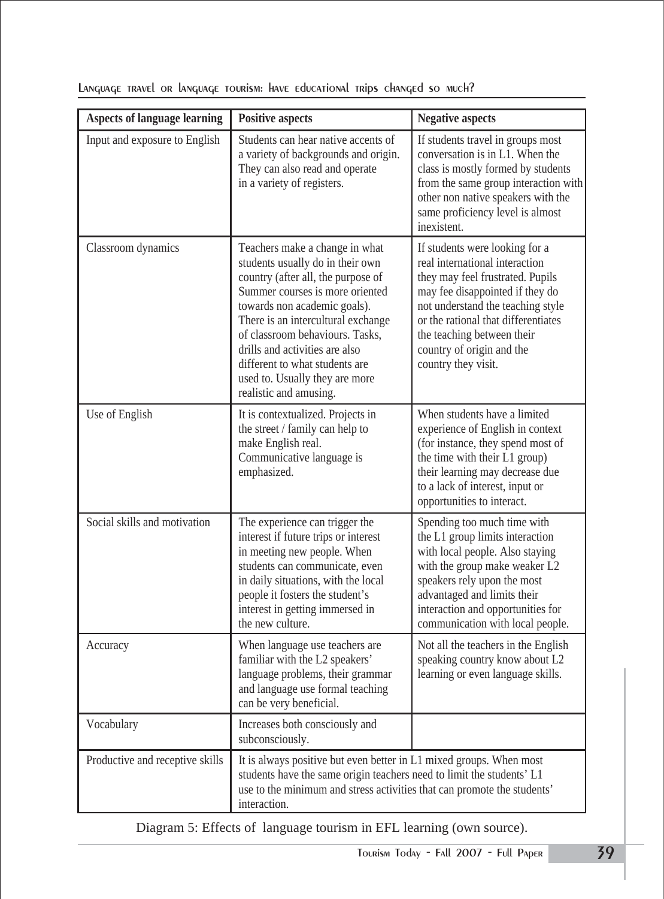| Aspects of language learning | Positive aspects | Negative aspects |
|---|---|---|
| Input and exposure to English | Students can hear native accents of a variety of backgrounds and origin. They can also read and operate in a variety of registers. | If students travel in groups most conversation is in L1. When the class is mostly formed by students from the same group interaction with other non native speakers with the same proficiency level is almost inexistent. |
| Classroom dynamics | Teachers make a change in what students usually do in their own country (after all, the purpose of Summer courses is more oriented towards non academic goals). There is an intercultural exchange of classroom behaviours. Tasks, drills and activities are also different to what students are used to. Usually they are more realistic and amusing. | If students were looking for a real international interaction they may feel frustrated. Pupils may fee disappointed if they do not understand the teaching style or the rational that differentiates the teaching between their country of origin and the country they visit. |
| Use of English | It is contextualized. Projects in the street / family can help to make English real. Communicative language is emphasized. | When students have a limited experience of English in context (for instance, they spend most of the time with their L1 group) their learning may decrease due to a lack of interest, input or opportunities to interact. |
| Social skills and motivation | The experience can trigger the interest if future trips or interest in meeting new people. When students can communicate, even in daily situations, with the local people it fosters the student's interest in getting immersed in the new culture. | Spending too much time with the L1 group limits interaction with local people. Also staying with the group make weaker L2 speakers rely upon the most advantaged and limits their interaction and opportunities for communication with local people. |
| Accuracy | When language use teachers are familiar with the L2 speakers' language problems, their grammar and language use formal teaching can be very beneficial. | Not all the teachers in the English speaking country know about L2 learning or even language skills. |
| Vocabulary | Increases both consciously and subconsciously. | |
| Productive and receptive skills | It is always positive but even better in L1 mixed groups. When most students have the same origin teachers need to limit the students' L1 use to the minimum and stress activities that can promote the students' interaction. | |

Diagram 5: Effects of language tourism in EFL learning (own source).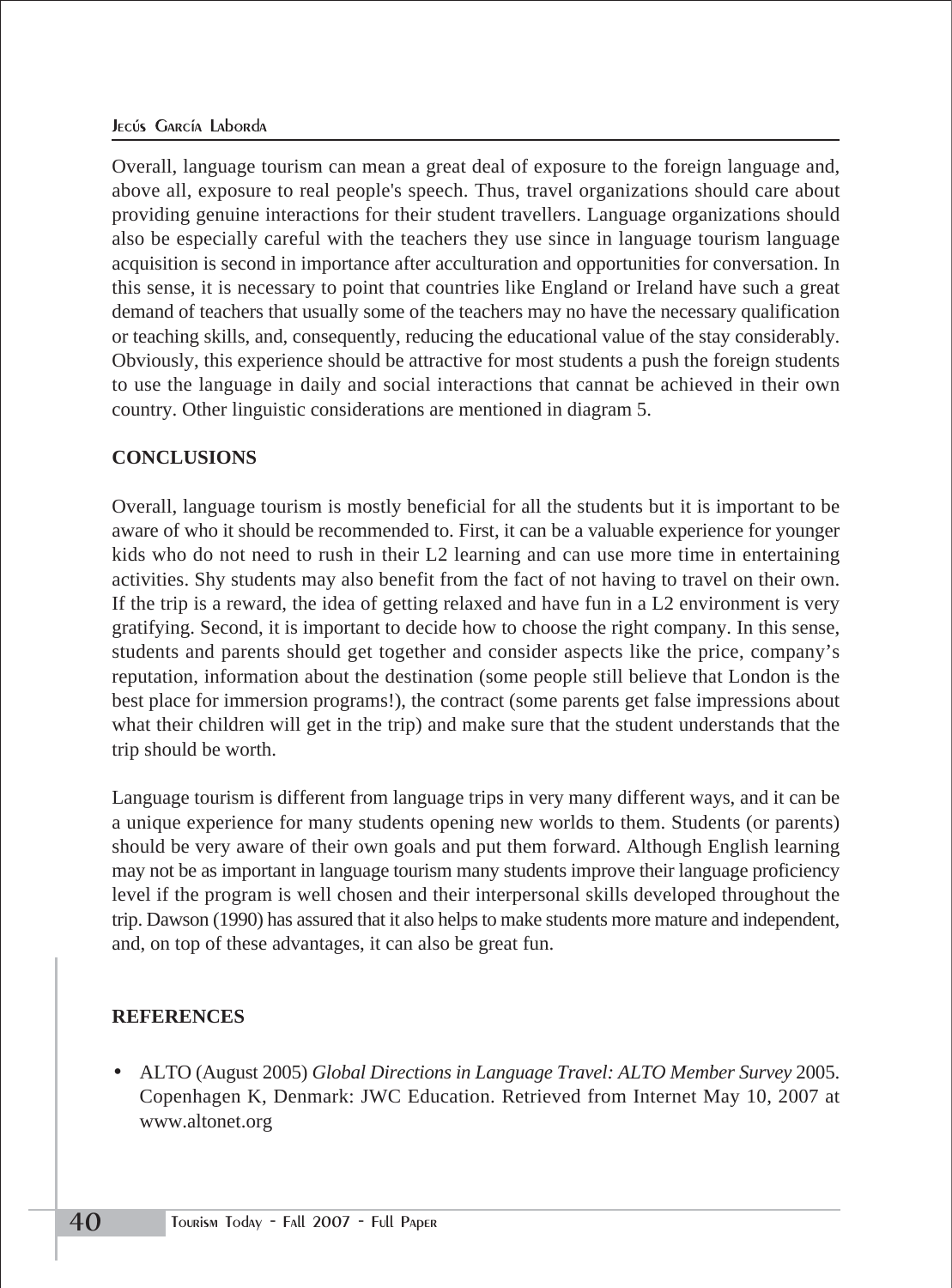Overall, language tourism can mean a great deal of exposure to the foreign language and, above all, exposure to real people's speech. Thus, travel organizations should care about providing genuine interactions for their student travellers. Language organizations should also be especially careful with the teachers they use since in language tourism language acquisition is second in importance after acculturation and opportunities for conversation. In this sense, it is necessary to point that countries like England or Ireland have such a great demand of teachers that usually some of the teachers may no have the necessary qualification or teaching skills, and, consequently, reducing the educational value of the stay considerably. Obviously, this experience should be attractive for most students a push the foreign students to use the language in daily and social interactions that cannat be achieved in their own country. Other linguistic considerations are mentioned in diagram 5.

## CONCLUSIONS

Overall, language tourism is mostly beneficial for all the students but it is important to be aware of who it should be recommended to. First, it can be a valuable experience for younger kids who do not need to rush in their L2 learning and can use more time in entertaining activities. Shy students may also benefit from the fact of not having to travel on their own. If the trip is a reward, the idea of getting relaxed and have fun in a L2 environment is very gratifying. Second, it is important to decide how to choose the right company. In this sense, students and parents should get together and consider aspects like the price, company's reputation, information about the destination (some people still believe that London is the best place for immersion programs!), the contract (some parents get false impressions about what their children will get in the trip) and make sure that the student understands that the trip should be worth.

Language tourism is different from language trips in very many different ways, and it can be a unique experience for many students opening new worlds to them. Students (or parents) should be very aware of their own goals and put them forward. Although English learning may not be as important in language tourism many students improve their language proficiency level if the program is well chosen and their interpersonal skills developed throughout the trip. Dawson (1990) has assured that it also helps to make students more mature and independent, and, on top of these advantages, it can also be great fun.

## REFERENCES

- ALTO (August 2005) *Global Directions in Language Travel: ALTO Member Survey* 2005. Copenhagen K, Denmark: JWC Education. Retrieved from Internet May 10, 2007 at www.altonet.org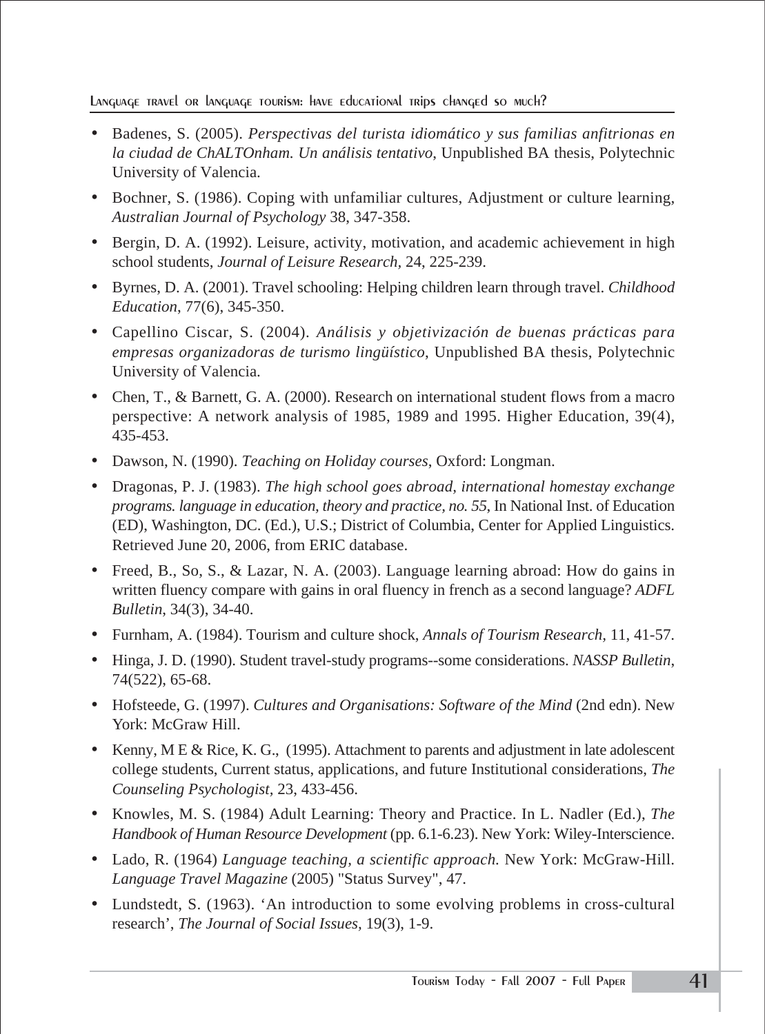- Badenes, S. (2005). *Perspectivas del turista idiomático y sus familias anfitrionas en la ciudad de ChALTOnham. Un análisis tentativo*, Unpublished BA thesis, Polytechnic University of Valencia.
- Bochner, S. (1986). Coping with unfamiliar cultures, Adjustment or culture learning, *Australian Journal of Psychology* 38, 347-358.
- Bergin, D. A. (1992). Leisure, activity, motivation, and academic achievement in high school students, *Journal of Leisure Research*, 24, 225-239.
- Byrnes, D. A. (2001). Travel schooling: Helping children learn through travel. *Childhood Education*, 77(6), 345-350.
- Capellino Ciscar, S. (2004). *Análisis y objetivización de buenas prácticas para empresas organizadoras de turismo lingüístico*, Unpublished BA thesis, Polytechnic University of Valencia.
- Chen, T., & Barnett, G. A. (2000). Research on international student flows from a macro perspective: A network analysis of 1985, 1989 and 1995. Higher Education, 39(4), 435-453.
- Dawson, N. (1990). *Teaching on Holiday courses*, Oxford: Longman.
- Dragonas, P. J. (1983). *The high school goes abroad, international homestay exchange programs. language in education, theory and practice, no. 55*, In National Inst. of Education (ED), Washington, DC. (Ed.), U.S.; District of Columbia, Center for Applied Linguistics. Retrieved June 20, 2006, from ERIC database.
- Freed, B., So, S., & Lazar, N. A. (2003). Language learning abroad: How do gains in written fluency compare with gains in oral fluency in french as a second language? *ADFL Bulletin*, 34(3), 34-40.
- Furnham, A. (1984). Tourism and culture shock, *Annals of Tourism Research*, 11, 41-57.
- Hinga, J. D. (1990). Student travel-study programs--some considerations. *NASSP Bulletin*, 74(522), 65-68.
- Hofsteede, G. (1997). *Cultures and Organisations: Software of the Mind* (2nd edn). New York: McGraw Hill.
- Kenny, M E & Rice, K. G., (1995). Attachment to parents and adjustment in late adolescent college students, Current status, applications, and future Institutional considerations, *The Counseling Psychologist*, 23, 433-456.
- Knowles, M. S. (1984) Adult Learning: Theory and Practice. In L. Nadler (Ed.), *The Handbook of Human Resource Development* (pp. 6.1-6.23). New York: Wiley-Interscience.
- Lado, R. (1964) *Language teaching, a scientific approach.* New York: McGraw-Hill. *Language Travel Magazine* (2005) "Status Survey", 47.
- Lundstedt, S. (1963). 'An introduction to some evolving problems in cross-cultural research', *The Journal of Social Issues*, 19(3), 1-9.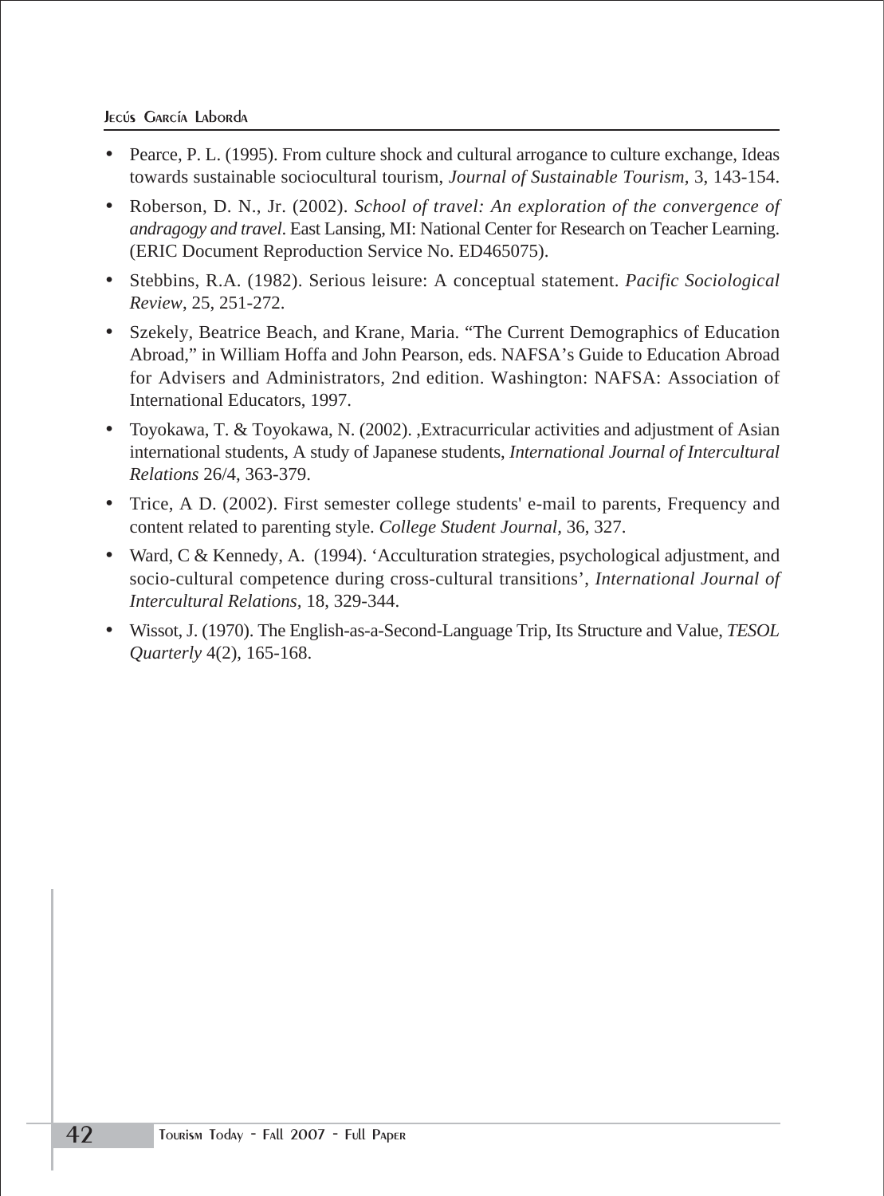- Pearce, P. L. (1995). From culture shock and cultural arrogance to culture exchange, Ideas towards sustainable sociocultural tourism, *Journal of Sustainable Tourism*, 3, 143-154.
- Roberson, D. N., Jr. (2002). *School of travel: An exploration of the convergence of andragogy and travel.* East Lansing, MI: National Center for Research on Teacher Learning. (ERIC Document Reproduction Service No. ED465075).
- Stebbins, R.A. (1982). Serious leisure: A conceptual statement. *Pacific Sociological Review*, 25, 251-272.
- Szekely, Beatrice Beach, and Krane, Maria. “The Current Demographics of Education Abroad,” in William Hoffa and John Pearson, eds. NAFSA’s Guide to Education Abroad for Advisers and Administrators, 2nd edition. Washington: NAFSA: Association of International Educators, 1997.
- Toyokawa, T. & Toyokawa, N. (2002). ,Extracurricular activities and adjustment of Asian international students, A study of Japanese students, *International Journal of Intercultural Relations* 26/4, 363-379.
- Trice, A D. (2002). First semester college students' e-mail to parents, Frequency and content related to parenting style. *College Student Journal*, 36, 327.
- Ward, C & Kennedy, A. (1994). ‘Acculturation strategies, psychological adjustment, and socio-cultural competence during cross-cultural transitions’, *International Journal of Intercultural Relations,* 18, 329-344.
- Wissot, J. (1970). The English-as-a-Second-Language Trip, Its Structure and Value, *TESOL Quarterly* 4(2), 165-168.